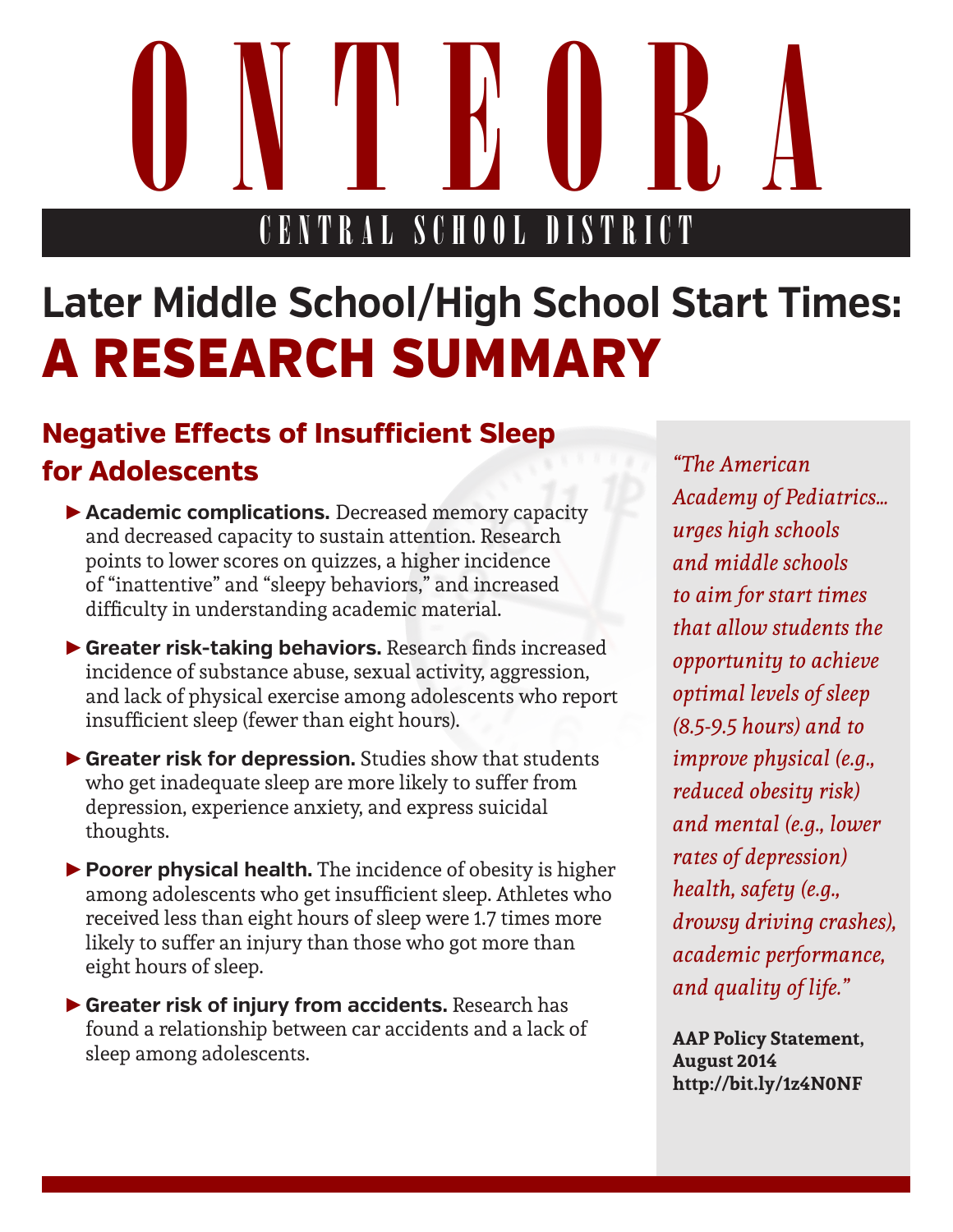# ONTEORA

CENTRAL SCHOOL DISTRICT

# Later Middle School/High School Start Times: A RESEARCH SUMMARY

## Negative Effects of Insufficient Sleep for Adolescents

- **Academic complications.** Decreased memory capacity and decreased capacity to sustain attention. Research points to lower scores on quizzes, a higher incidence of "inattentive" and "sleepy behaviors," and increased difficulty in understanding academic material.
- **Greater risk-taking behaviors.** Research finds increased incidence of substance abuse, sexual activity, aggression, and lack of physical exercise among adolescents who report insufficient sleep (fewer than eight hours).
- **Greater risk for depression.** Studies show that students who get inadequate sleep are more likely to suffer from depression, experience anxiety, and express suicidal thoughts.
- **Poorer physical health.** The incidence of obesity is higher among adolescents who get insufficient sleep. Athletes who received less than eight hours of sleep were 1.7 times more likely to suffer an injury than those who got more than eight hours of sleep.
- **Greater risk of injury from accidents.** Research has found a relationship between car accidents and a lack of sleep among adolescents.

*"The American Academy of Pediatrics... urges high schools and middle schools to aim for start times that allow students the opportunity to achieve optimal levels of sleep (8.5-9.5 hours) and to improve physical (e.g., reduced obesity risk) and mental (e.g., lower rates of depression) health, safety (e.g., drowsy driving crashes), academic performance, and quality of life."*

**AAP Policy Statement, August 2014**
**http://bit.ly/1z4N0NF**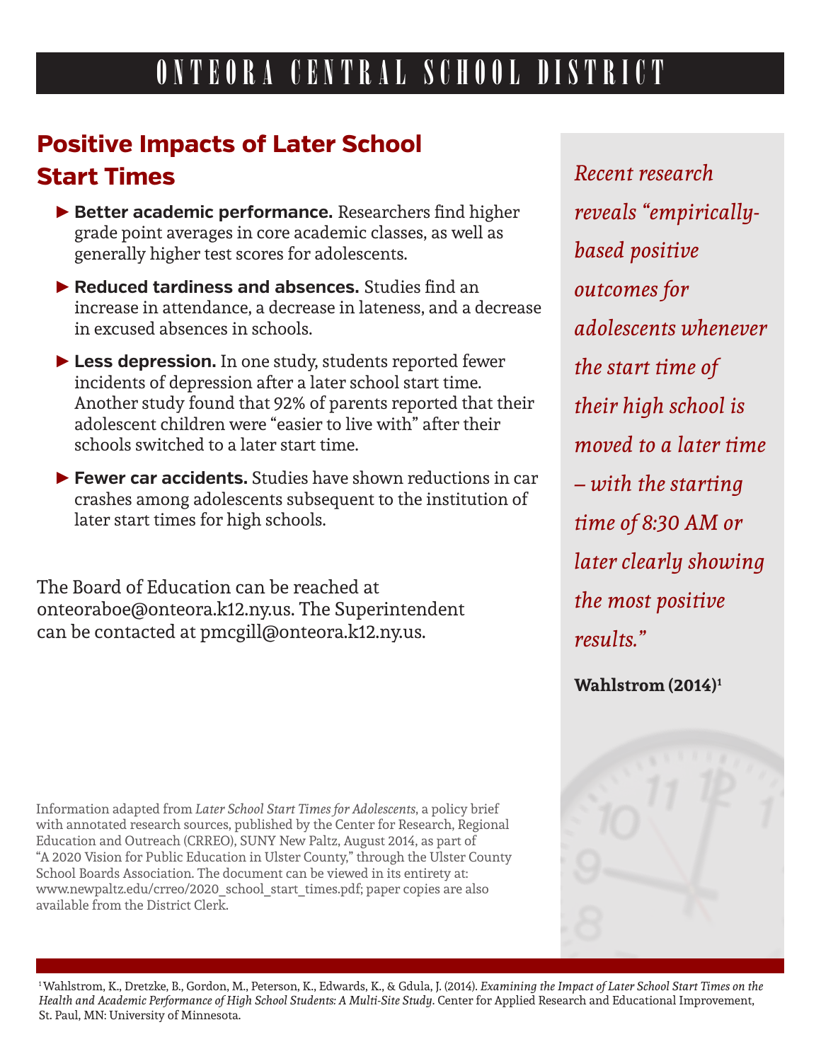# ONTEORA CENTRAL SCHOOL DISTRICT

## Positive Impacts of Later School Start Times

- **Better academic performance.** Researchers find higher grade point averages in core academic classes, as well as generally higher test scores for adolescents.
- **Reduced tardiness and absences.** Studies find an increase in attendance, a decrease in lateness, and a decrease in excused absences in schools.
- **Less depression.** In one study, students reported fewer incidents of depression after a later school start time. Another study found that 92% of parents reported that their adolescent children were "easier to live with" after their schools switched to a later start time.
- **Fewer car accidents.** Studies have shown reductions in car crashes among adolescents subsequent to the institution of later start times for high schools.

The Board of Education can be reached at onteoraboe@onteora.k12.ny.us. The Superintendent can be contacted at pmcgill@onteora.k12.ny.us.

*Recent research reveals "empirically-based positive outcomes for adolescents whenever the start time of their high school is moved to a later time – with the starting time of 8:30 AM or later clearly showing the most positive results."*

**Wahlstrom (2014)[1]**

Information adapted from *Later School Start Times for Adolescents*, a policy brief with annotated research sources, published by the Center for Research, Regional Education and Outreach (CRREO), SUNY New Paltz, August 2014, as part of "A 2020 Vision for Public Education in Ulster County," through the Ulster County School Boards Association. The document can be viewed in its entirety at: www.newpaltz.edu/crreo/2020_school_start_times.pdf; paper copies are also available from the District Clerk.

[1] Wahlstrom, K., Dretzke, B., Gordon, M., Peterson, K., Edwards, K., & Gdula, J. (2014). *Examining the Impact of Later School Start Times on the Health and Academic Performance of High School Students: A Multi-Site Study*. Center for Applied Research and Educational Improvement, St. Paul, MN: University of Minnesota.